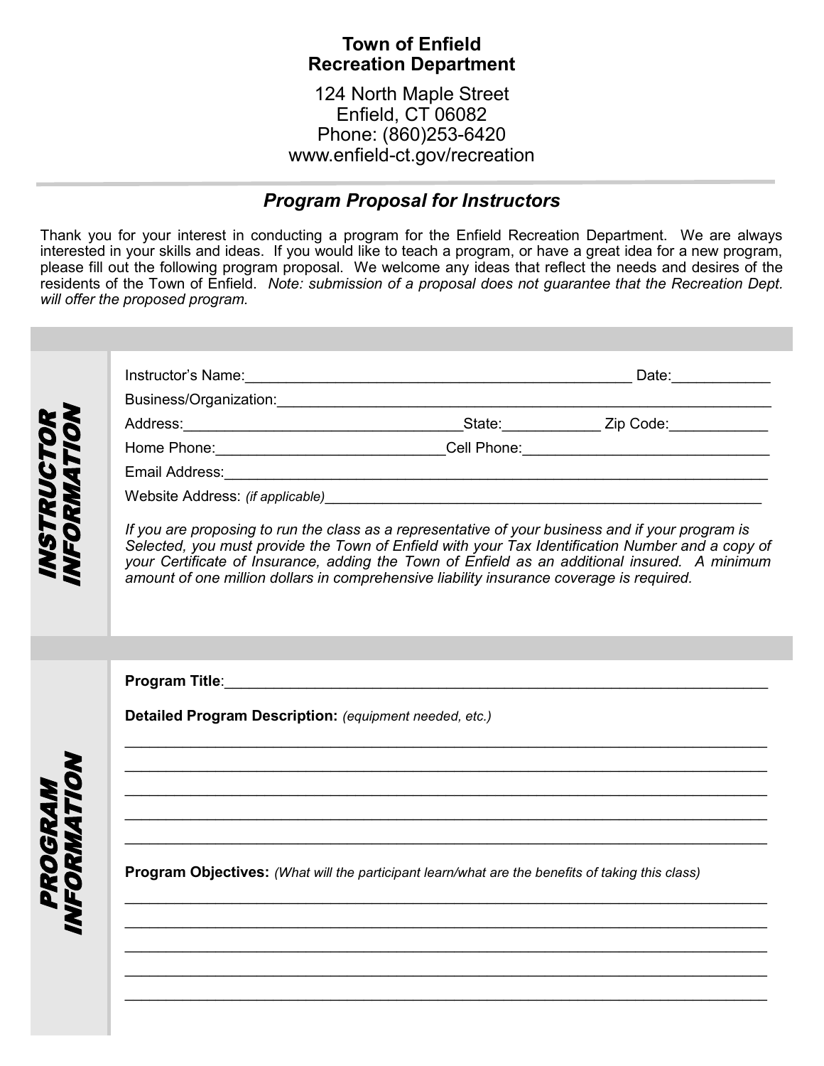**Town of Enfield**
**Recreation Department**

124 North Maple Street
Enfield, CT 06082
Phone: (860)253-6420
www.enfield-ct.gov/recreation

---

## *Program Proposal for Instructors*

Thank you for your interest in conducting a program for the Enfield Recreation Department. We are always interested in your skills and ideas. If you would like to teach a program, or have a great idea for a new program, please fill out the following program proposal. We welcome any ideas that reflect the needs and desires of the residents of the Town of Enfield. *Note: submission of a proposal does not guarantee that the Recreation Dept. will offer the proposed program.*

### INSTRUCTOR INFORMATION

Instructor's Name:_______________________________________________ Date:____________

Business/Organization:_____________________________________________________________

Address:__________________________________State:___________ Zip Code:____________

Home Phone:____________________________Cell Phone:______________________________

Email Address:_____________________________________________________________________

Website Address: *(if applicable)*_______________________________________________________

*If you are proposing to run the class as a representative of your business and if your program is Selected, you must provide the Town of Enfield with your Tax Identification Number and a copy of your Certificate of Insurance, adding the Town of Enfield as an additional insured. A minimum amount of one million dollars in comprehensive liability insurance coverage is required.*

### PROGRAM INFORMATION

**Program Title**:_____________________________________________________________________

**Detailed Program Description:** *(equipment needed, etc.)*

___________________________________________________________________________

___________________________________________________________________________

___________________________________________________________________________

___________________________________________________________________________

___________________________________________________________________________

**Program Objectives:** *(What will the participant learn/what are the benefits of taking this class)*

___________________________________________________________________________

___________________________________________________________________________

___________________________________________________________________________

___________________________________________________________________________

___________________________________________________________________________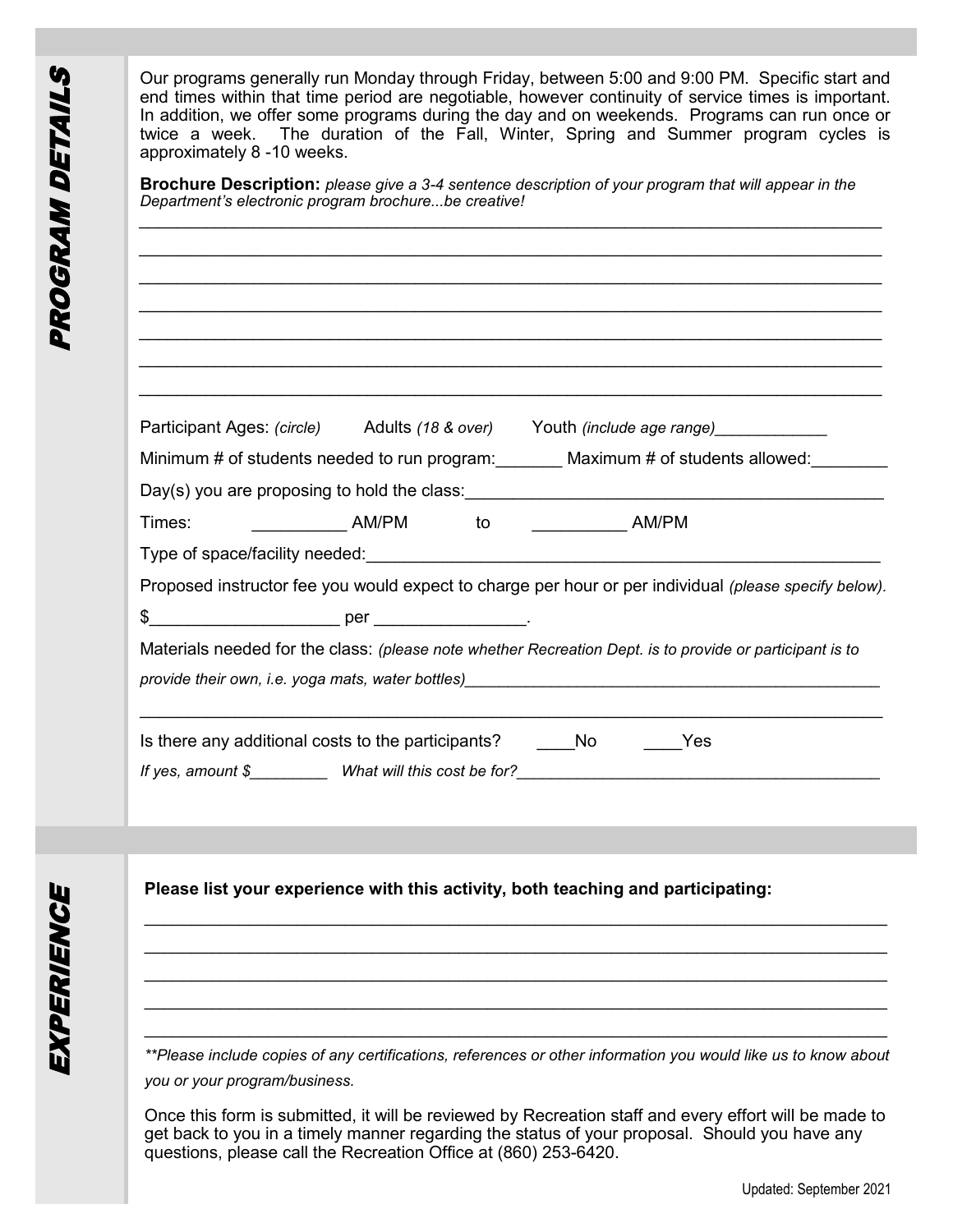## PROGRAM DETAILS

Our programs generally run Monday through Friday, between 5:00 and 9:00 PM. Specific start and end times within that time period are negotiable, however continuity of service times is important. In addition, we offer some programs during the day and on weekends. Programs can run once or twice a week. The duration of the Fall, Winter, Spring and Summer program cycles is approximately 8 -10 weeks.

**Brochure Description:** *please give a 3-4 sentence description of your program that will appear in the Department's electronic program brochure...be creative!*

\_\_\_\_\_\_\_\_\_\_\_\_\_\_\_\_\_\_\_\_\_\_\_\_\_\_\_\_\_\_\_\_\_\_\_\_\_\_\_\_\_\_\_\_\_\_\_\_\_\_\_\_\_\_\_\_\_\_\_\_\_\_\_\_\_\_\_\_\_\_\_\_\_\_\_\_

\_\_\_\_\_\_\_\_\_\_\_\_\_\_\_\_\_\_\_\_\_\_\_\_\_\_\_\_\_\_\_\_\_\_\_\_\_\_\_\_\_\_\_\_\_\_\_\_\_\_\_\_\_\_\_\_\_\_\_\_\_\_\_\_\_\_\_\_\_\_\_\_\_\_\_\_

\_\_\_\_\_\_\_\_\_\_\_\_\_\_\_\_\_\_\_\_\_\_\_\_\_\_\_\_\_\_\_\_\_\_\_\_\_\_\_\_\_\_\_\_\_\_\_\_\_\_\_\_\_\_\_\_\_\_\_\_\_\_\_\_\_\_\_\_\_\_\_\_\_\_\_\_

\_\_\_\_\_\_\_\_\_\_\_\_\_\_\_\_\_\_\_\_\_\_\_\_\_\_\_\_\_\_\_\_\_\_\_\_\_\_\_\_\_\_\_\_\_\_\_\_\_\_\_\_\_\_\_\_\_\_\_\_\_\_\_\_\_\_\_\_\_\_\_\_\_\_\_\_

\_\_\_\_\_\_\_\_\_\_\_\_\_\_\_\_\_\_\_\_\_\_\_\_\_\_\_\_\_\_\_\_\_\_\_\_\_\_\_\_\_\_\_\_\_\_\_\_\_\_\_\_\_\_\_\_\_\_\_\_\_\_\_\_\_\_\_\_\_\_\_\_\_\_\_\_

\_\_\_\_\_\_\_\_\_\_\_\_\_\_\_\_\_\_\_\_\_\_\_\_\_\_\_\_\_\_\_\_\_\_\_\_\_\_\_\_\_\_\_\_\_\_\_\_\_\_\_\_\_\_\_\_\_\_\_\_\_\_\_\_\_\_\_\_\_\_\_\_\_\_\_\_

\_\_\_\_\_\_\_\_\_\_\_\_\_\_\_\_\_\_\_\_\_\_\_\_\_\_\_\_\_\_\_\_\_\_\_\_\_\_\_\_\_\_\_\_\_\_\_\_\_\_\_\_\_\_\_\_\_\_\_\_\_\_\_\_\_\_\_\_\_\_\_\_\_\_\_\_

Participant Ages: *(circle)* Adults *(18 & over)* Youth *(include age range)*\_\_\_\_\_\_\_\_\_\_\_\_

Minimum # of students needed to run program:\_\_\_\_\_\_\_ Maximum # of students allowed:\_\_\_\_\_\_\_\_

Day(s) you are proposing to hold the class:\_\_\_\_\_\_\_\_\_\_\_\_\_\_\_\_\_\_\_\_\_\_\_\_\_\_\_\_\_\_\_\_\_\_\_\_\_\_\_\_\_\_\_\_

Times: \_\_\_\_\_\_\_\_\_\_ AM/PM to \_\_\_\_\_\_\_\_\_\_ AM/PM

Type of space/facility needed:\_\_\_\_\_\_\_\_\_\_\_\_\_\_\_\_\_\_\_\_\_\_\_\_\_\_\_\_\_\_\_\_\_\_\_\_\_\_\_\_\_\_\_\_\_\_\_\_\_\_\_\_\_\_\_

Proposed instructor fee you would expect to charge per hour or per individual *(please specify below).*

$\_\_\_\_\_\_\_\_\_\_\_\_\_\_\_\_\_\_\_\_ per \_\_\_\_\_\_\_\_\_\_\_\_\_\_\_\_.

Materials needed for the class: *(please note whether Recreation Dept. is to provide or participant is to provide their own, i.e. yoga mats, water bottles)*\_\_\_\_\_\_\_\_\_\_\_\_\_\_\_\_\_\_\_\_\_\_\_\_\_\_\_\_\_\_\_\_\_\_\_\_\_\_\_\_\_\_\_\_\_\_\_

\_\_\_\_\_\_\_\_\_\_\_\_\_\_\_\_\_\_\_\_\_\_\_\_\_\_\_\_\_\_\_\_\_\_\_\_\_\_\_\_\_\_\_\_\_\_\_\_\_\_\_\_\_\_\_\_\_\_\_\_\_\_\_\_\_\_\_\_\_\_\_\_\_\_\_\_

Is there any additional costs to the participants? \_\_\_\_No \_\_\_\_Yes

*If yes, amount $\_\_\_\_\_\_\_\_\_ What will this cost be for?*\_\_\_\_\_\_\_\_\_\_\_\_\_\_\_\_\_\_\_\_\_\_\_\_\_\_\_\_\_\_\_\_\_\_\_\_\_\_\_\_\_\_

## EXPERIENCE

**Please list your experience with this activity, both teaching and participating:**

\_\_\_\_\_\_\_\_\_\_\_\_\_\_\_\_\_\_\_\_\_\_\_\_\_\_\_\_\_\_\_\_\_\_\_\_\_\_\_\_\_\_\_\_\_\_\_\_\_\_\_\_\_\_\_\_\_\_\_\_\_\_\_\_\_\_\_\_\_\_\_\_\_\_\_\_

\_\_\_\_\_\_\_\_\_\_\_\_\_\_\_\_\_\_\_\_\_\_\_\_\_\_\_\_\_\_\_\_\_\_\_\_\_\_\_\_\_\_\_\_\_\_\_\_\_\_\_\_\_\_\_\_\_\_\_\_\_\_\_\_\_\_\_\_\_\_\_\_\_\_\_\_

\_\_\_\_\_\_\_\_\_\_\_\_\_\_\_\_\_\_\_\_\_\_\_\_\_\_\_\_\_\_\_\_\_\_\_\_\_\_\_\_\_\_\_\_\_\_\_\_\_\_\_\_\_\_\_\_\_\_\_\_\_\_\_\_\_\_\_\_\_\_\_\_\_\_\_\_

\_\_\_\_\_\_\_\_\_\_\_\_\_\_\_\_\_\_\_\_\_\_\_\_\_\_\_\_\_\_\_\_\_\_\_\_\_\_\_\_\_\_\_\_\_\_\_\_\_\_\_\_\_\_\_\_\_\_\_\_\_\_\_\_\_\_\_\_\_\_\_\_\_\_\_\_

\_\_\_\_\_\_\_\_\_\_\_\_\_\_\_\_\_\_\_\_\_\_\_\_\_\_\_\_\_\_\_\_\_\_\_\_\_\_\_\_\_\_\_\_\_\_\_\_\_\_\_\_\_\_\_\_\_\_\_\_\_\_\_\_\_\_\_\_\_\_\_\_\_\_\_\_

*\*\*Please include copies of any certifications, references or other information you would like us to know about you or your program/business.*

Once this form is submitted, it will be reviewed by Recreation staff and every effort will be made to get back to you in a timely manner regarding the status of your proposal. Should you have any questions, please call the Recreation Office at (860) 253-6420.

Updated: September 2021